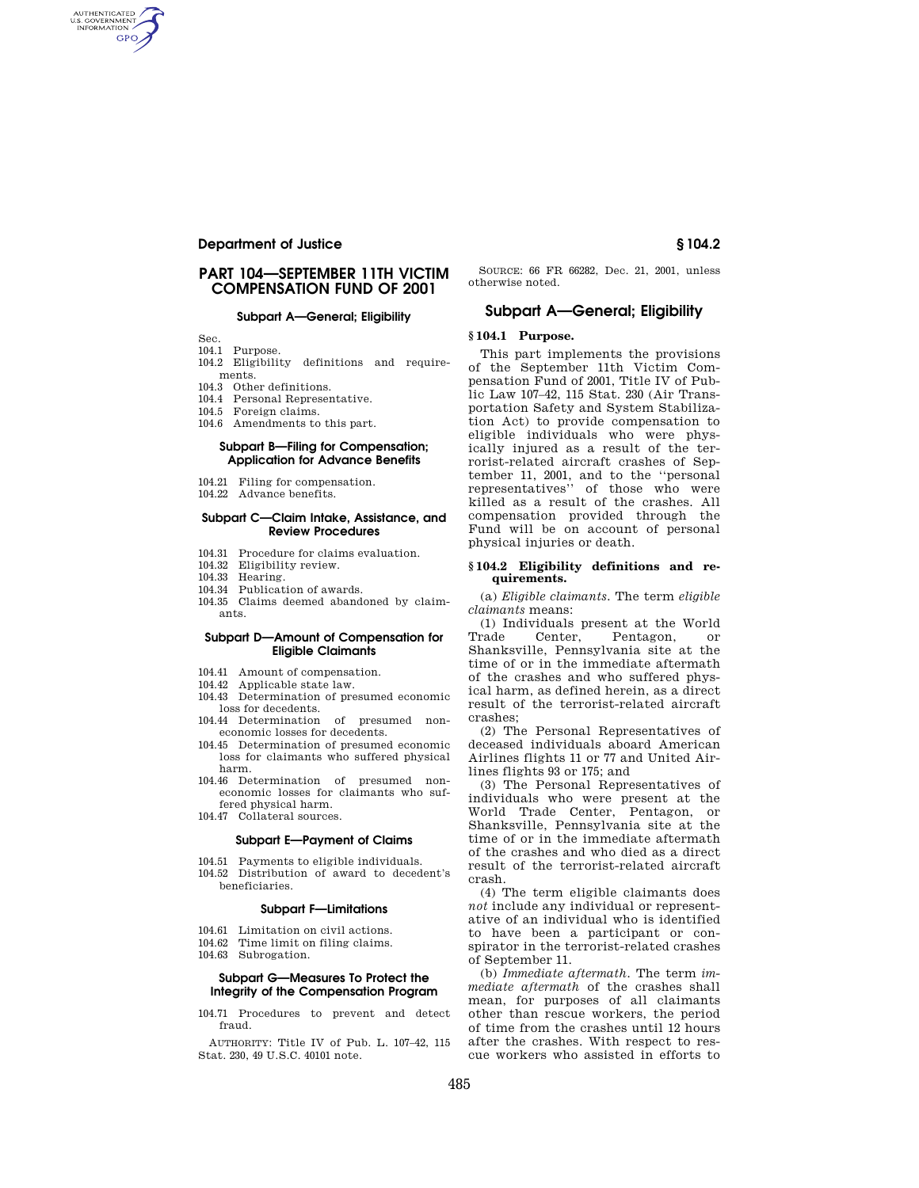# PART 104—SEPTEMBER 11TH VICTIM COMPENSATION FUND OF 2001

#### Subpart A—General; Eligibility

Sec.

104.1 Purpose.

104.2 Eligibility definitions and requirements.

104.3 Other definitions.

104.4 Personal Representative.

104.5 Foreign claims.

104.6 Amendments to this part.

#### Subpart B—Filing for Compensation; Application for Advance Benefits

104.21 Filing for compensation.

104.22 Advance benefits.

#### Subpart C—Claim Intake, Assistance, and Review Procedures

104.31 Procedure for claims evaluation.

104.32 Eligibility review.

104.33 Hearing.

104.34 Publication of awards.

104.35 Claims deemed abandoned by claimants.

#### Subpart D—Amount of Compensation for Eligible Claimants

104.41 Amount of compensation.

104.42 Applicable state law.

104.43 Determination of presumed economic loss for decedents.

104.44 Determination of presumed noneconomic losses for decedents.

104.45 Determination of presumed economic loss for claimants who suffered physical harm.

104.46 Determination of presumed noneconomic losses for claimants who suffered physical harm.

104.47 Collateral sources.

#### Subpart E—Payment of Claims

104.51 Payments to eligible individuals.

104.52 Distribution of award to decedent's beneficiaries.

#### Subpart F—Limitations

104.61 Limitation on civil actions.

104.62 Time limit on filing claims.

104.63 Subrogation.

#### Subpart G—Measures To Protect the Integrity of the Compensation Program

104.71 Procedures to prevent and detect fraud.

AUTHORITY: Title IV of Pub. L. 107–42, 115 Stat. 230, 49 U.S.C. 40101 note.

SOURCE: 66 FR 66282, Dec. 21, 2001, unless otherwise noted.

## Subpart A—General; Eligibility

### § 104.1 Purpose.

This part implements the provisions of the September 11th Victim Compensation Fund of 2001, Title IV of Public Law 107–42, 115 Stat. 230 (Air Transportation Safety and System Stabilization Act) to provide compensation to eligible individuals who were physically injured as a result of the terrorist-related aircraft crashes of September 11, 2001, and to the ''personal representatives'' of those who were killed as a result of the crashes. All compensation provided through the Fund will be on account of personal physical injuries or death.

### § 104.2 Eligibility definitions and requirements.

(a) *Eligible claimants.* The term *eligible claimants* means:

(1) Individuals present at the World Trade Center, Pentagon, or Shanksville, Pennsylvania site at the time of or in the immediate aftermath of the crashes and who suffered physical harm, as defined herein, as a direct result of the terrorist-related aircraft crashes;

(2) The Personal Representatives of deceased individuals aboard American Airlines flights 11 or 77 and United Airlines flights 93 or 175; and

(3) The Personal Representatives of individuals who were present at the World Trade Center, Pentagon, or Shanksville, Pennsylvania site at the time of or in the immediate aftermath of the crashes and who died as a direct result of the terrorist-related aircraft crash.

(4) The term eligible claimants does *not* include any individual or representative of an individual who is identified to have been a participant or conspirator in the terrorist-related crashes of September 11.

(b) *Immediate aftermath.* The term *immediate aftermath* of the crashes shall mean, for purposes of all claimants other than rescue workers, the period of time from the crashes until 12 hours after the crashes. With respect to rescue workers who assisted in efforts to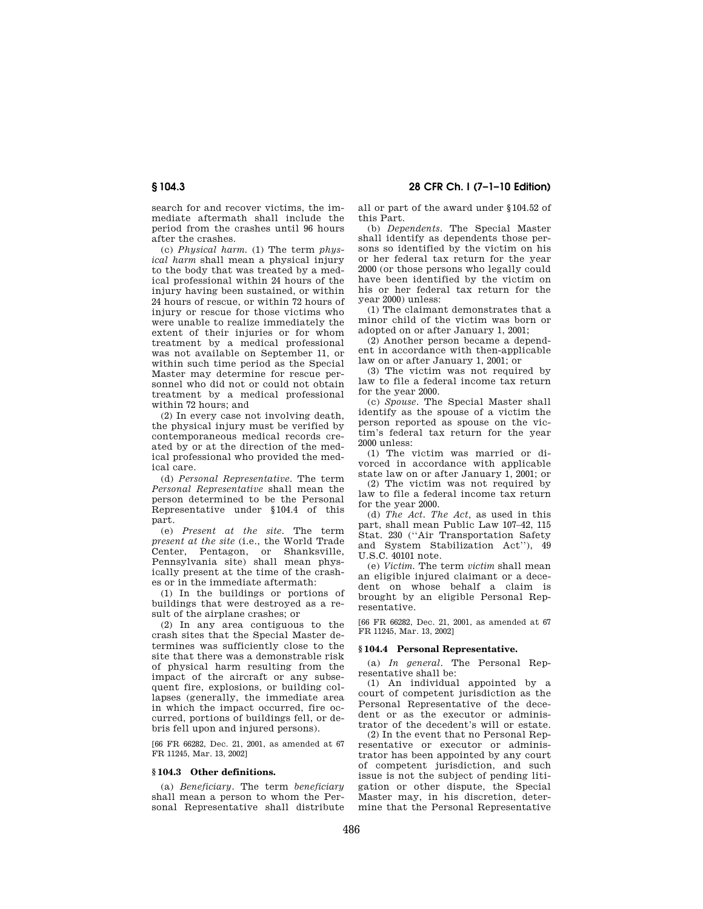search for and recover victims, the immediate aftermath shall include the period from the crashes until 96 hours after the crashes.

(c) *Physical harm.* (1) The term *physical harm* shall mean a physical injury to the body that was treated by a medical professional within 24 hours of the injury having been sustained, or within 24 hours of rescue, or within 72 hours of injury or rescue for those victims who were unable to realize immediately the extent of their injuries or for whom treatment by a medical professional was not available on September 11, or within such time period as the Special Master may determine for rescue personnel who did not or could not obtain treatment by a medical professional within 72 hours; and

(2) In every case not involving death, the physical injury must be verified by contemporaneous medical records created by or at the direction of the medical professional who provided the medical care.

(d) *Personal Representative.* The term *Personal Representative* shall mean the person determined to be the Personal Representative under §104.4 of this part.

(e) *Present at the site.* The term *present at the site* (i.e., the World Trade Center, Pentagon, or Shanksville, Pennsylvania site) shall mean physically present at the time of the crashes or in the immediate aftermath:

(1) In the buildings or portions of buildings that were destroyed as a result of the airplane crashes; or

(2) In any area contiguous to the crash sites that the Special Master determines was sufficiently close to the site that there was a demonstrable risk of physical harm resulting from the impact of the aircraft or any subsequent fire, explosions, or building collapses (generally, the immediate area in which the impact occurred, fire occurred, portions of buildings fell, or debris fell upon and injured persons).

[66 FR 66282, Dec. 21, 2001, as amended at 67 FR 11245, Mar. 13, 2002]

### §104.3 Other definitions.

(a) *Beneficiary.* The term *beneficiary* shall mean a person to whom the Personal Representative shall distribute all or part of the award under §104.52 of this Part.

(b) *Dependents.* The Special Master shall identify as dependents those persons so identified by the victim on his or her federal tax return for the year 2000 (or those persons who legally could have been identified by the victim on his or her federal tax return for the year 2000) unless:

(1) The claimant demonstrates that a minor child of the victim was born or adopted on or after January 1, 2001;

(2) Another person became a dependent in accordance with then-applicable law on or after January 1, 2001; or

(3) The victim was not required by law to file a federal income tax return for the year 2000.

(c) *Spouse.* The Special Master shall identify as the spouse of a victim the person reported as spouse on the victim's federal tax return for the year 2000 unless:

(1) The victim was married or divorced in accordance with applicable state law on or after January 1, 2001; or

(2) The victim was not required by law to file a federal income tax return for the year 2000.

(d) *The Act. The Act,* as used in this part, shall mean Public Law 107–42, 115 Stat. 230 (''Air Transportation Safety and System Stabilization Act''), 49 U.S.C. 40101 note.

(e) *Victim.* The term *victim* shall mean an eligible injured claimant or a decedent on whose behalf a claim is brought by an eligible Personal Representative.

[66 FR 66282, Dec. 21, 2001, as amended at 67 FR 11245, Mar. 13, 2002]

### §104.4 Personal Representative.

(a) *In general.* The Personal Representative shall be:

(1) An individual appointed by a court of competent jurisdiction as the Personal Representative of the decedent or as the executor or administrator of the decedent's will or estate.

(2) In the event that no Personal Representative or executor or administrator has been appointed by any court of competent jurisdiction, and such issue is not the subject of pending litigation or other dispute, the Special Master may, in his discretion, determine that the Personal Representative